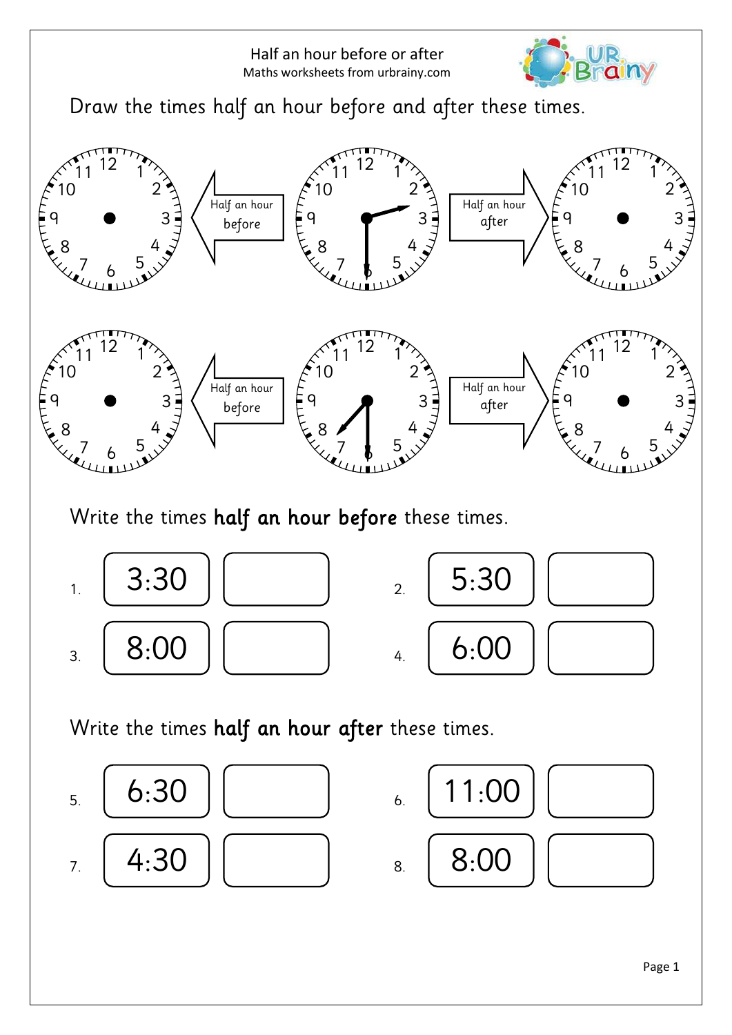# Half an hour before or after

Maths worksheets from urbrainy.com

Draw the times half an hour before and after these times.

Half an hour before ← (clock) → Half an hour after

Half an hour before ← (clock) → Half an hour after

Write the times **half an hour before** these times.

| | | | | | |
|---|---|---|---|---|---|
| 1. | 3:30 | | 2. | 5:30 | |
| 3. | 8:00 | | 4. | 6:00 | |

Write the times **half an hour after** these times.

| | | | | | |
|---|---|---|---|---|---|
| 5. | 6:30 | | 6. | 11:00 | |
| 7. | 4:30 | | 8. | 8:00 | |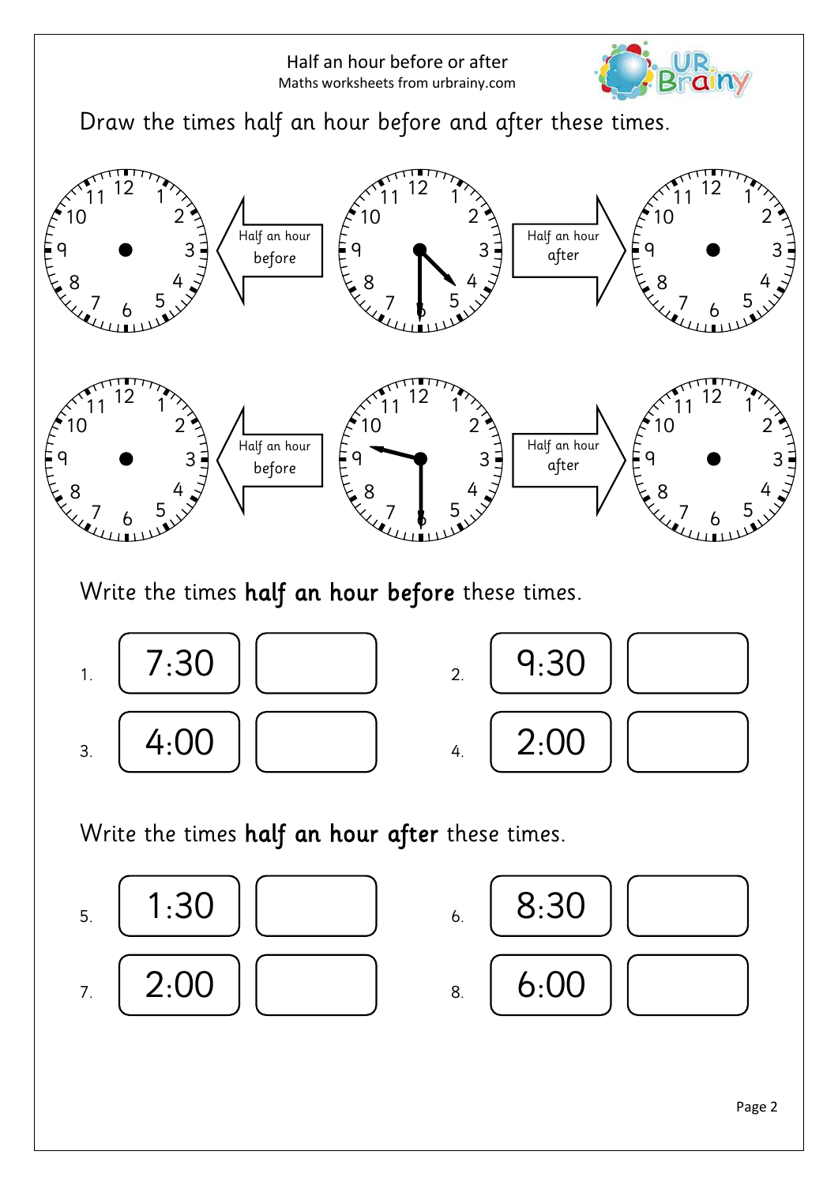# Half an hour before or after

Maths worksheets from urbrainy.com

Draw the times half an hour before and after these times.

Half an hour before ← → Half an hour after

Half an hour before ← → Half an hour after

Write the times **half an hour before** these times.

1. 7:30 ____
2. 9:30 ____
3. 4:00 ____
4. 2:00 ____

Write the times **half an hour after** these times.

5. 1:30 ____
6. 8:30 ____
7. 2:00 ____
8. 6:00 ____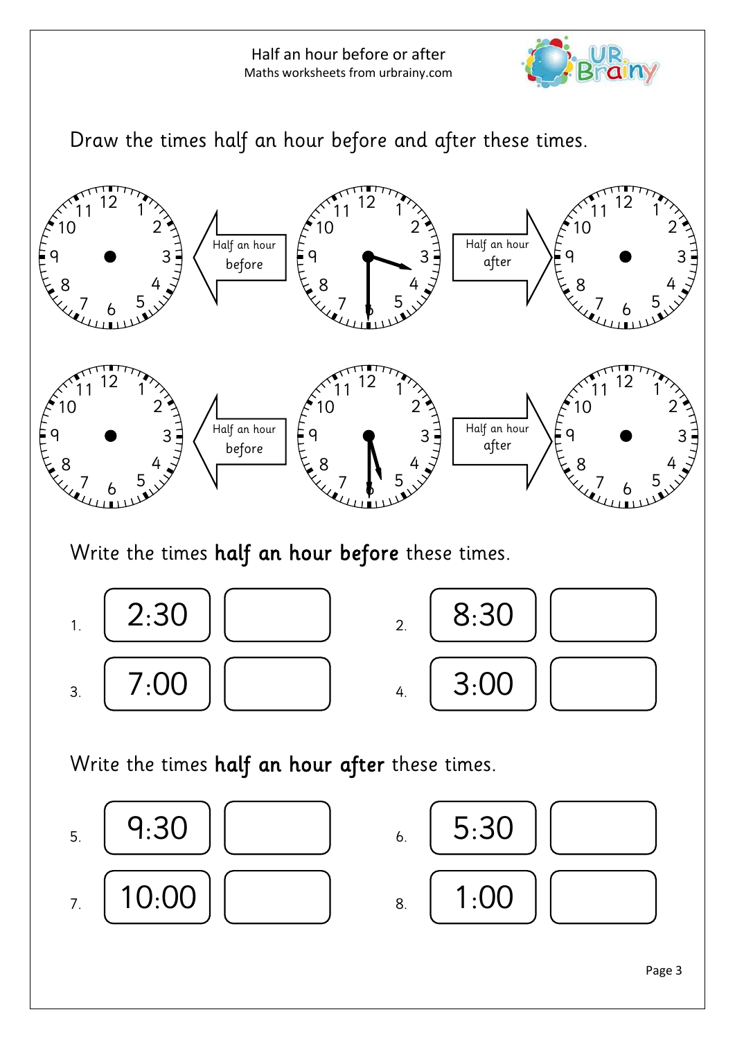# Half an hour before or after

Maths worksheets from urbrainy.com

Draw the times half an hour before and after these times.

Half an hour before ← [clock] → Half an hour after

Half an hour before ← [clock] → Half an hour after

Write the times **half an hour before** these times.

1. 2:30 ______
2. 8:30 ______
3. 7:00 ______
4. 3:00 ______

Write the times **half an hour after** these times.

5. 9:30 ______
6. 5:30 ______
7. 10:00 ______
8. 1:00 ______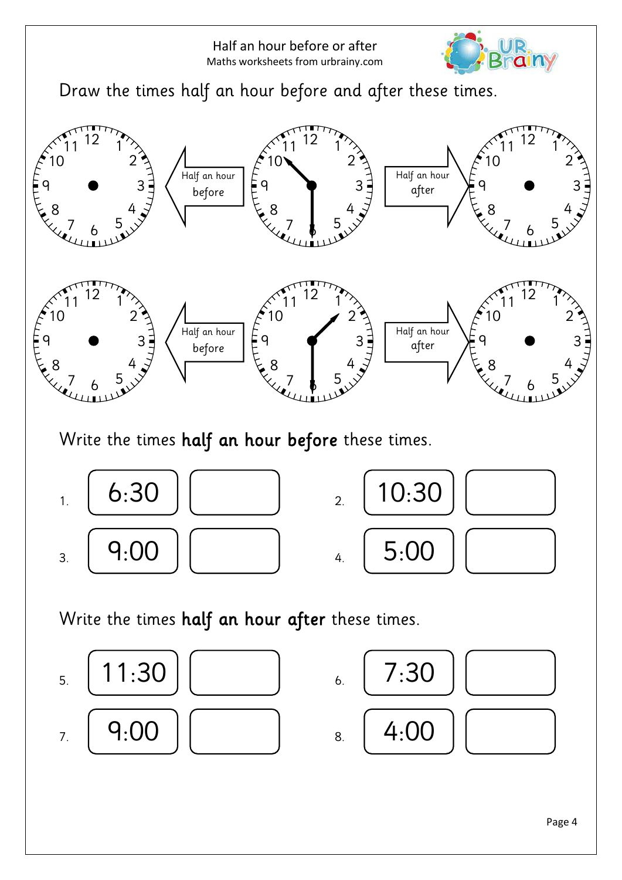Half an hour before or after

Maths worksheets from urbrainy.com

Draw the times half an hour before and after these times.

Half an hour before | Half an hour after

Half an hour before | Half an hour after

Write the times **half an hour before** these times.

1. 6:30 ____
2. 10:30 ____
3. 9:00 ____
4. 5:00 ____

Write the times **half an hour after** these times.

5. 11:30 ____
6. 7:30 ____
7. 9:00 ____
8. 4:00 ____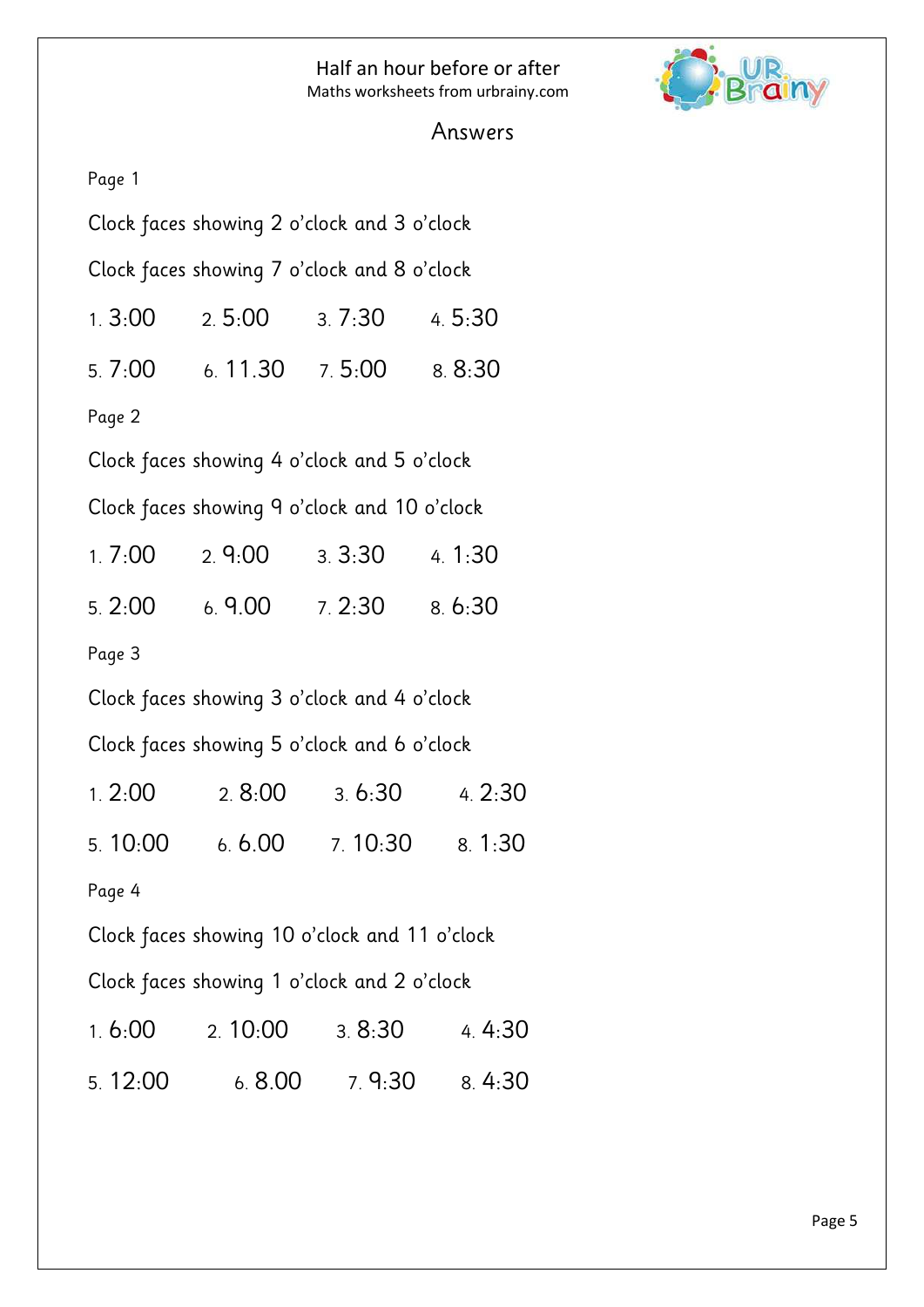Half an hour before or after
Maths worksheets from urbrainy.com

# Answers

Page 1

Clock faces showing 2 o'clock and 3 o'clock

Clock faces showing 7 o'clock and 8 o'clock

| | | | |
|---|---|---|---|
| 1. 3:00 | 2. 5:00 | 3. 7:30 | 4. 5:30 |
| 5. 7:00 | 6. 11.30 | 7. 5:00 | 8. 8:30 |

Page 2

Clock faces showing 4 o'clock and 5 o'clock

Clock faces showing 9 o'clock and 10 o'clock

| | | | |
|---|---|---|---|
| 1. 7:00 | 2. 9:00 | 3. 3:30 | 4. 1:30 |
| 5. 2:00 | 6. 9.00 | 7. 2:30 | 8. 6:30 |

Page 3

Clock faces showing 3 o'clock and 4 o'clock

Clock faces showing 5 o'clock and 6 o'clock

| | | | |
|---|---|---|---|
| 1. 2:00 | 2. 8:00 | 3. 6:30 | 4. 2:30 |
| 5. 10:00 | 6. 6.00 | 7. 10:30 | 8. 1:30 |

Page 4

Clock faces showing 10 o'clock and 11 o'clock

Clock faces showing 1 o'clock and 2 o'clock

| | | | |
|---|---|---|---|
| 1. 6:00 | 2. 10:00 | 3. 8:30 | 4. 4:30 |
| 5. 12:00 | 6. 8.00 | 7. 9:30 | 8. 4:30 |